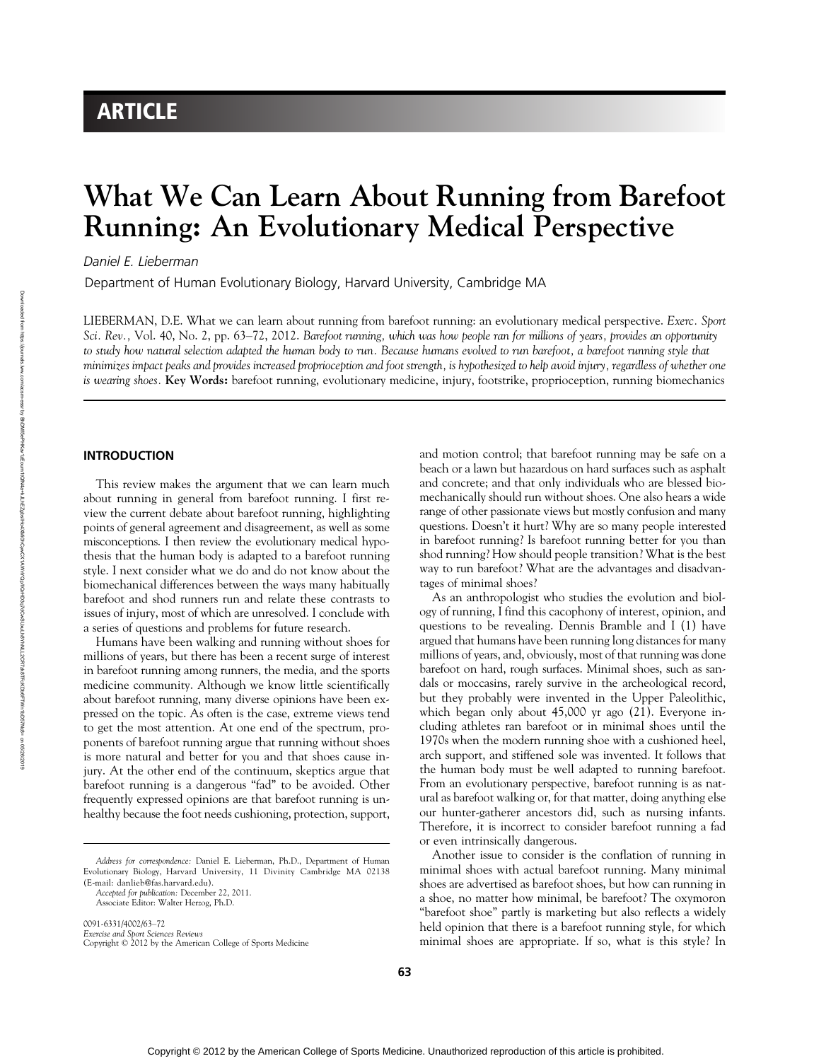ARTICLE

# What We Can Learn About Running from Barefoot Running: An Evolutionary Medical Perspective

*Daniel E. Lieberman*

Department of Human Evolutionary Biology, Harvard University, Cambridge MA

LIEBERMAN, D.E. What we can learn about running from barefoot running: an evolutionary medical perspective. *Exerc. Sport Sci. Rev.*, Vol. 40, No. 2, pp. 63–72, 2012. *Barefoot running, which was how people ran for millions of years, provides an opportunity to study how natural selection adapted the human body to run. Because humans evolved to run barefoot, a barefoot running style that minimizes impact peaks and provides increased proprioception and foot strength, is hypothesized to help avoid injury, regardless of whether one is wearing shoes.* **Key Words:** barefoot running, evolutionary medicine, injury, footstrike, proprioception, running biomechanics

## INTRODUCTION

This review makes the argument that we can learn much about running in general from barefoot running. I first review the current debate about barefoot running, highlighting points of general agreement and disagreement, as well as some misconceptions. I then review the evolutionary medical hypothesis that the human body is adapted to a barefoot running style. I next consider what we do and do not know about the biomechanical differences between the ways many habitually barefoot and shod runners run and relate these contrasts to issues of injury, most of which are unresolved. I conclude with a series of questions and problems for future research.

Humans have been walking and running without shoes for millions of years, but there has been a recent surge of interest in barefoot running among runners, the media, and the sports medicine community. Although we know little scientifically about barefoot running, many diverse opinions have been expressed on the topic. As often is the case, extreme views tend to get the most attention. At one end of the spectrum, proponents of barefoot running argue that running without shoes is more natural and better for you and that shoes cause injury. At the other end of the continuum, skeptics argue that barefoot running is a dangerous "fad" to be avoided. Other frequently expressed opinions are that barefoot running is unhealthy because the foot needs cushioning, protection, support, and motion control; that barefoot running may be safe on a beach or a lawn but hazardous on hard surfaces such as asphalt and concrete; and that only individuals who are blessed biomechanically should run without shoes. One also hears a wide range of other passionate views but mostly confusion and many questions. Doesn't it hurt? Why are so many people interested in barefoot running? Is barefoot running better for you than shod running? How should people transition? What is the best way to run barefoot? What are the advantages and disadvantages of minimal shoes?

As an anthropologist who studies the evolution and biology of running, I find this cacophony of interest, opinion, and questions to be revealing. Dennis Bramble and I (1) have argued that humans have been running long distances for many millions of years, and, obviously, most of that running was done barefoot on hard, rough surfaces. Minimal shoes, such as sandals or moccasins, rarely survive in the archeological record, but they probably were invented in the Upper Paleolithic, which began only about 45,000 yr ago (21). Everyone including athletes ran barefoot or in minimal shoes until the 1970s when the modern running shoe with a cushioned heel, arch support, and stiffened sole was invented. It follows that the human body must be well adapted to running barefoot. From an evolutionary perspective, barefoot running is as natural as barefoot walking or, for that matter, doing anything else our hunter-gatherer ancestors did, such as nursing infants. Therefore, it is incorrect to consider barefoot running a fad or even intrinsically dangerous.

Another issue to consider is the conflation of running in minimal shoes with actual barefoot running. Many minimal shoes are advertised as barefoot shoes, but how can running in a shoe, no matter how minimal, be barefoot? The oxymoron "barefoot shoe" partly is marketing but also reflects a widely held opinion that there is a barefoot running style, for which minimal shoes are appropriate. If so, what is this style? In

*Address for correspondence:* Daniel E. Lieberman, Ph.D., Department of Human Evolutionary Biology, Harvard University, 11 Divinity Cambridge MA 02138 (E-mail: danlieb@fas.harvard.edu).
*Accepted for publication:* December 22, 2011.
Associate Editor: Walter Herzog, Ph.D.

0091-6331/4002/63–72
*Exercise and Sport Sciences Reviews*
Copyright © 2012 by the American College of Sports Medicine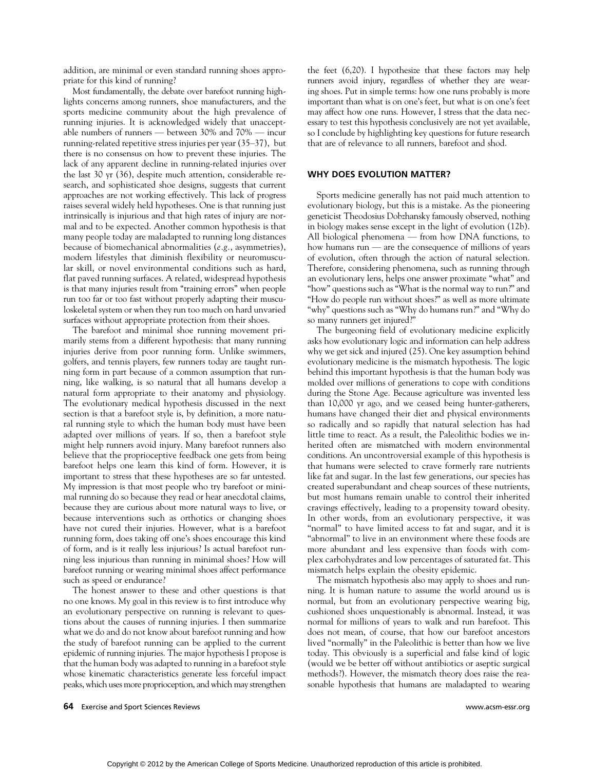addition, are minimal or even standard running shoes appropriate for this kind of running?

Most fundamentally, the debate over barefoot running highlights concerns among runners, shoe manufacturers, and the sports medicine community about the high prevalence of running injuries. It is acknowledged widely that unacceptable numbers of runners — between 30% and 70% — incur running-related repetitive stress injuries per year (35–37), but there is no consensus on how to prevent these injuries. The lack of any apparent decline in running-related injuries over the last 30 yr (36), despite much attention, considerable research, and sophisticated shoe designs, suggests that current approaches are not working effectively. This lack of progress raises several widely held hypotheses. One is that running just intrinsically is injurious and that high rates of injury are normal and to be expected. Another common hypothesis is that many people today are maladapted to running long distances because of biomechanical abnormalities (*e.g.*, asymmetries), modern lifestyles that diminish flexibility or neuromuscular skill, or novel environmental conditions such as hard, flat paved running surfaces. A related, widespread hypothesis is that many injuries result from "training errors" when people run too far or too fast without properly adapting their musculoskeletal system or when they run too much on hard unvaried surfaces without appropriate protection from their shoes.

The barefoot and minimal shoe running movement primarily stems from a different hypothesis: that many running injuries derive from poor running form. Unlike swimmers, golfers, and tennis players, few runners today are taught running form in part because of a common assumption that running, like walking, is so natural that all humans develop a natural form appropriate to their anatomy and physiology. The evolutionary medical hypothesis discussed in the next section is that a barefoot style is, by definition, a more natural running style to which the human body must have been adapted over millions of years. If so, then a barefoot style might help runners avoid injury. Many barefoot runners also believe that the proprioceptive feedback one gets from being barefoot helps one learn this kind of form. However, it is important to stress that these hypotheses are so far untested. My impression is that most people who try barefoot or minimal running do so because they read or hear anecdotal claims, because they are curious about more natural ways to live, or because interventions such as orthotics or changing shoes have not cured their injuries. However, what is a barefoot running form, does taking off one's shoes encourage this kind of form, and is it really less injurious? Is actual barefoot running less injurious than running in minimal shoes? How will barefoot running or wearing minimal shoes affect performance such as speed or endurance?

The honest answer to these and other questions is that no one knows. My goal in this review is to first introduce why an evolutionary perspective on running is relevant to questions about the causes of running injuries. I then summarize what we do and do not know about barefoot running and how the study of barefoot running can be applied to the current epidemic of running injuries. The major hypothesis I propose is that the human body was adapted to running in a barefoot style whose kinematic characteristics generate less forceful impact peaks, which uses more proprioception, and which may strengthen the feet (6,20). I hypothesize that these factors may help runners avoid injury, regardless of whether they are wearing shoes. Put in simple terms: how one runs probably is more important than what is on one's feet, but what is on one's feet may affect how one runs. However, I stress that the data necessary to test this hypothesis conclusively are not yet available, so I conclude by highlighting key questions for future research that are of relevance to all runners, barefoot and shod.

## WHY DOES EVOLUTION MATTER?

Sports medicine generally has not paid much attention to evolutionary biology, but this is a mistake. As the pioneering geneticist Theodosius Dobzhansky famously observed, nothing in biology makes sense except in the light of evolution (12b). All biological phenomena — from how DNA functions, to how humans run — are the consequence of millions of years of evolution, often through the action of natural selection. Therefore, considering phenomena, such as running through an evolutionary lens, helps one answer proximate "what" and "how" questions such as "What is the normal way to run?" and "How do people run without shoes?" as well as more ultimate "why" questions such as "Why do humans run?" and "Why do so many runners get injured?"

The burgeoning field of evolutionary medicine explicitly asks how evolutionary logic and information can help address why we get sick and injured (25). One key assumption behind evolutionary medicine is the mismatch hypothesis. The logic behind this important hypothesis is that the human body was molded over millions of generations to cope with conditions during the Stone Age. Because agriculture was invented less than 10,000 yr ago, and we ceased being hunter-gatherers, humans have changed their diet and physical environments so radically and so rapidly that natural selection has had little time to react. As a result, the Paleolithic bodies we inherited often are mismatched with modern environmental conditions. An uncontroversial example of this hypothesis is that humans were selected to crave formerly rare nutrients like fat and sugar. In the last few generations, our species has created superabundant and cheap sources of these nutrients, but most humans remain unable to control their inherited cravings effectively, leading to a propensity toward obesity. In other words, from an evolutionary perspective, it was "normal" to have limited access to fat and sugar, and it is "abnormal" to live in an environment where these foods are more abundant and less expensive than foods with complex carbohydrates and low percentages of saturated fat. This mismatch helps explain the obesity epidemic.

The mismatch hypothesis also may apply to shoes and running. It is human nature to assume the world around us is normal, but from an evolutionary perspective wearing big, cushioned shoes unquestionably is abnormal. Instead, it was normal for millions of years to walk and run barefoot. This does not mean, of course, that how our barefoot ancestors lived "normally" in the Paleolithic is better than how we live today. This obviously is a superficial and false kind of logic (would we be better off without antibiotics or aseptic surgical methods?). However, the mismatch theory does raise the reasonable hypothesis that humans are maladapted to wearing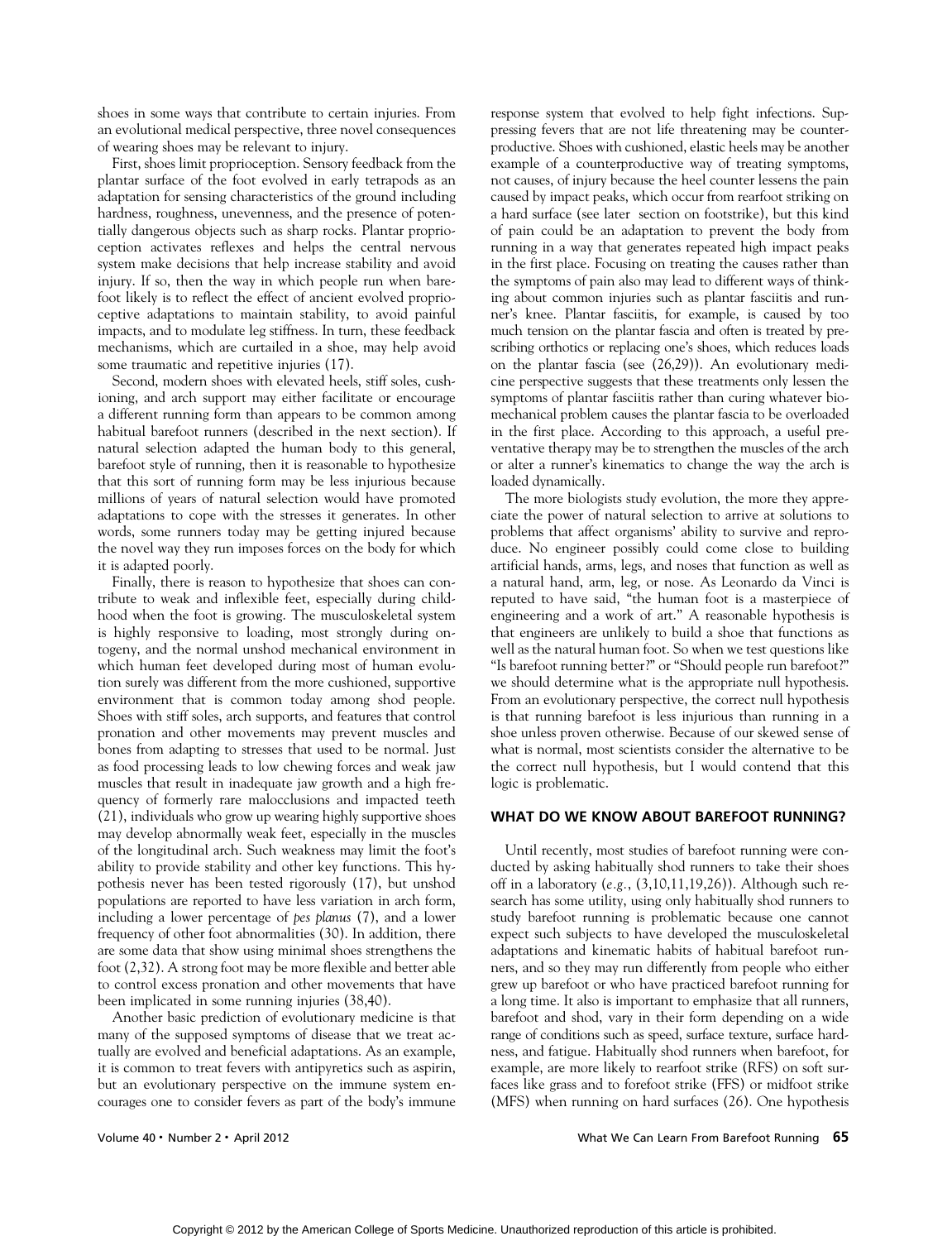shoes in some ways that contribute to certain injuries. From an evolutional medical perspective, three novel consequences of wearing shoes may be relevant to injury.

First, shoes limit proprioception. Sensory feedback from the plantar surface of the foot evolved in early tetrapods as an adaptation for sensing characteristics of the ground including hardness, roughness, unevenness, and the presence of potentially dangerous objects such as sharp rocks. Plantar proprioception activates reflexes and helps the central nervous system make decisions that help increase stability and avoid injury. If so, then the way in which people run when barefoot likely is to reflect the effect of ancient evolved proprioceptive adaptations to maintain stability, to avoid painful impacts, and to modulate leg stiffness. In turn, these feedback mechanisms, which are curtailed in a shoe, may help avoid some traumatic and repetitive injuries (17).

Second, modern shoes with elevated heels, stiff soles, cushioning, and arch support may either facilitate or encourage a different running form than appears to be common among habitual barefoot runners (described in the next section). If natural selection adapted the human body to this general, barefoot style of running, then it is reasonable to hypothesize that this sort of running form may be less injurious because millions of years of natural selection would have promoted adaptations to cope with the stresses it generates. In other words, some runners today may be getting injured because the novel way they run imposes forces on the body for which it is adapted poorly.

Finally, there is reason to hypothesize that shoes can contribute to weak and inflexible feet, especially during childhood when the foot is growing. The musculoskeletal system is highly responsive to loading, most strongly during ontogeny, and the normal unshod mechanical environment in which human feet developed during most of human evolution surely was different from the more cushioned, supportive environment that is common today among shod people. Shoes with stiff soles, arch supports, and features that control pronation and other movements may prevent muscles and bones from adapting to stresses that used to be normal. Just as food processing leads to low chewing forces and weak jaw muscles that result in inadequate jaw growth and a high frequency of formerly rare malocclusions and impacted teeth (21), individuals who grow up wearing highly supportive shoes may develop abnormally weak feet, especially in the muscles of the longitudinal arch. Such weakness may limit the foot's ability to provide stability and other key functions. This hypothesis never has been tested rigorously (17), but unshod populations are reported to have less variation in arch form, including a lower percentage of *pes planus* (7), and a lower frequency of other foot abnormalities (30). In addition, there are some data that show using minimal shoes strengthens the foot (2,32). A strong foot may be more flexible and better able to control excess pronation and other movements that have been implicated in some running injuries (38,40).

Another basic prediction of evolutionary medicine is that many of the supposed symptoms of disease that we treat actually are evolved and beneficial adaptations. As an example, it is common to treat fevers with antipyretics such as aspirin, but an evolutionary perspective on the immune system encourages one to consider fevers as part of the body's immune response system that evolved to help fight infections. Suppressing fevers that are not life threatening may be counterproductive. Shoes with cushioned, elastic heels may be another example of a counterproductive way of treating symptoms, not causes, of injury because the heel counter lessens the pain caused by impact peaks, which occur from rearfoot striking on a hard surface (see later section on footstrike), but this kind of pain could be an adaptation to prevent the body from running in a way that generates repeated high impact peaks in the first place. Focusing on treating the causes rather than the symptoms of pain also may lead to different ways of thinking about common injuries such as plantar fasciitis and runner's knee. Plantar fasciitis, for example, is caused by too much tension on the plantar fascia and often is treated by prescribing orthotics or replacing one's shoes, which reduces loads on the plantar fascia (see (26,29)). An evolutionary medicine perspective suggests that these treatments only lessen the symptoms of plantar fasciitis rather than curing whatever biomechanical problem causes the plantar fascia to be overloaded in the first place. According to this approach, a useful preventative therapy may be to strengthen the muscles of the arch or alter a runner's kinematics to change the way the arch is loaded dynamically.

The more biologists study evolution, the more they appreciate the power of natural selection to arrive at solutions to problems that affect organisms' ability to survive and reproduce. No engineer possibly could come close to building artificial hands, arms, legs, and noses that function as well as a natural hand, arm, leg, or nose. As Leonardo da Vinci is reputed to have said, "the human foot is a masterpiece of engineering and a work of art." A reasonable hypothesis is that engineers are unlikely to build a shoe that functions as well as the natural human foot. So when we test questions like "Is barefoot running better?" or "Should people run barefoot?" we should determine what is the appropriate null hypothesis. From an evolutionary perspective, the correct null hypothesis is that running barefoot is less injurious than running in a shoe unless proven otherwise. Because of our skewed sense of what is normal, most scientists consider the alternative to be the correct null hypothesis, but I would contend that this logic is problematic.

## WHAT DO WE KNOW ABOUT BAREFOOT RUNNING?

Until recently, most studies of barefoot running were conducted by asking habitually shod runners to take their shoes off in a laboratory (*e.g.*, (3,10,11,19,26)). Although such research has some utility, using only habitually shod runners to study barefoot running is problematic because one cannot expect such subjects to have developed the musculoskeletal adaptations and kinematic habits of habitual barefoot runners, and so they may run differently from people who either grew up barefoot or who have practiced barefoot running for a long time. It also is important to emphasize that all runners, barefoot and shod, vary in their form depending on a wide range of conditions such as speed, surface texture, surface hardness, and fatigue. Habitually shod runners when barefoot, for example, are more likely to rearfoot strike (RFS) on soft surfaces like grass and to forefoot strike (FFS) or midfoot strike (MFS) when running on hard surfaces (26). One hypothesis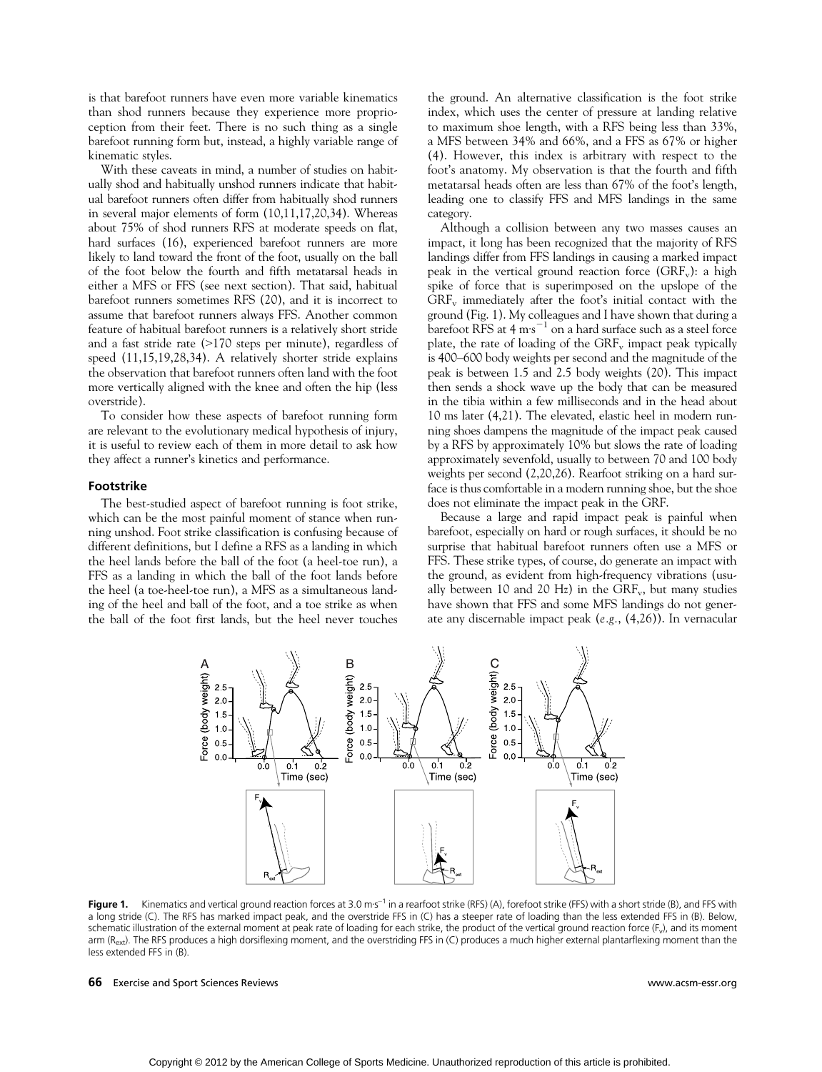is that barefoot runners have even more variable kinematics than shod runners because they experience more proprioception from their feet. There is no such thing as a single barefoot running form but, instead, a highly variable range of kinematic styles.

With these caveats in mind, a number of studies on habitually shod and habitually unshod runners indicate that habitual barefoot runners often differ from habitually shod runners in several major elements of form (10,11,17,20,34). Whereas about 75% of shod runners RFS at moderate speeds on flat, hard surfaces (16), experienced barefoot runners are more likely to land toward the front of the foot, usually on the ball of the foot below the fourth and fifth metatarsal heads in either a MFS or FFS (see next section). That said, habitual barefoot runners sometimes RFS (20), and it is incorrect to assume that barefoot runners always FFS. Another common feature of habitual barefoot runners is a relatively short stride and a fast stride rate (>170 steps per minute), regardless of speed (11,15,19,28,34). A relatively shorter stride explains the observation that barefoot runners often land with the foot more vertically aligned with the knee and often the hip (less overstride).

To consider how these aspects of barefoot running form are relevant to the evolutionary medical hypothesis of injury, it is useful to review each of them in more detail to ask how they affect a runner's kinetics and performance.

## Footstrike

The best-studied aspect of barefoot running is foot strike, which can be the most painful moment of stance when running unshod. Foot strike classification is confusing because of different definitions, but I define a RFS as a landing in which the heel lands before the ball of the foot (a heel-toe run), a FFS as a landing in which the ball of the foot lands before the heel (a toe-heel-toe run), a MFS as a simultaneous landing of the heel and ball of the foot, and a toe strike as when the ball of the foot first lands, but the heel never touches the ground. An alternative classification is the foot strike index, which uses the center of pressure at landing relative to maximum shoe length, with a RFS being less than 33%, a MFS between 34% and 66%, and a FFS as 67% or higher (4). However, this index is arbitrary with respect to the foot's anatomy. My observation is that the fourth and fifth metatarsal heads often are less than 67% of the foot's length, leading one to classify FFS and MFS landings in the same category.

Although a collision between any two masses causes an impact, it long has been recognized that the majority of RFS landings differ from FFS landings in causing a marked impact peak in the vertical ground reaction force ($GRF_v$): a high spike of force that is superimposed on the upslope of the $GRF_v$ immediately after the foot's initial contact with the ground (Fig. 1). My colleagues and I have shown that during a barefoot RFS at 4 $m \cdot s^{-1}$ on a hard surface such as a steel force plate, the rate of loading of the $GRF_v$ impact peak typically is 400–600 body weights per second and the magnitude of the peak is between 1.5 and 2.5 body weights (20). This impact then sends a shock wave up the body that can be measured in the tibia within a few milliseconds and in the head about 10 ms later (4,21). The elevated, elastic heel in modern running shoes dampens the magnitude of the impact peak caused by a RFS by approximately 10% but slows the rate of loading approximately sevenfold, usually to between 70 and 100 body weights per second (2,20,26). Rearfoot striking on a hard surface is thus comfortable in a modern running shoe, but the shoe does not eliminate the impact peak in the GRF.

Because a large and rapid impact peak is painful when barefoot, especially on hard or rough surfaces, it should be no surprise that habitual barefoot runners often use a MFS or FFS. These strike types, of course, do generate an impact with the ground, as evident from high-frequency vibrations (usually between 10 and 20 Hz) in the $GRF_v$, but many studies have shown that FFS and some MFS landings do not generate any discernable impact peak (*e.g.*, (4,26)). In vernacular

**Figure 1.** Kinematics and vertical ground reaction forces at 3.0 $m \cdot s^{-1}$ in a rearfoot strike (RFS) (A), forefoot strike (FFS) with a short stride (B), and FFS with a long stride (C). The RFS has marked impact peak, and the overstride FFS in (C) has a steeper rate of loading than the less extended FFS in (B). Below, schematic illustration of the external moment at peak rate of loading for each strike, the product of the vertical ground reaction force ($F_v$), and its moment arm ($R_{ext}$). The RFS produces a high dorsiflexing moment, and the overstriding FFS in (C) produces a much higher external plantarflexing moment than the less extended FFS in (B).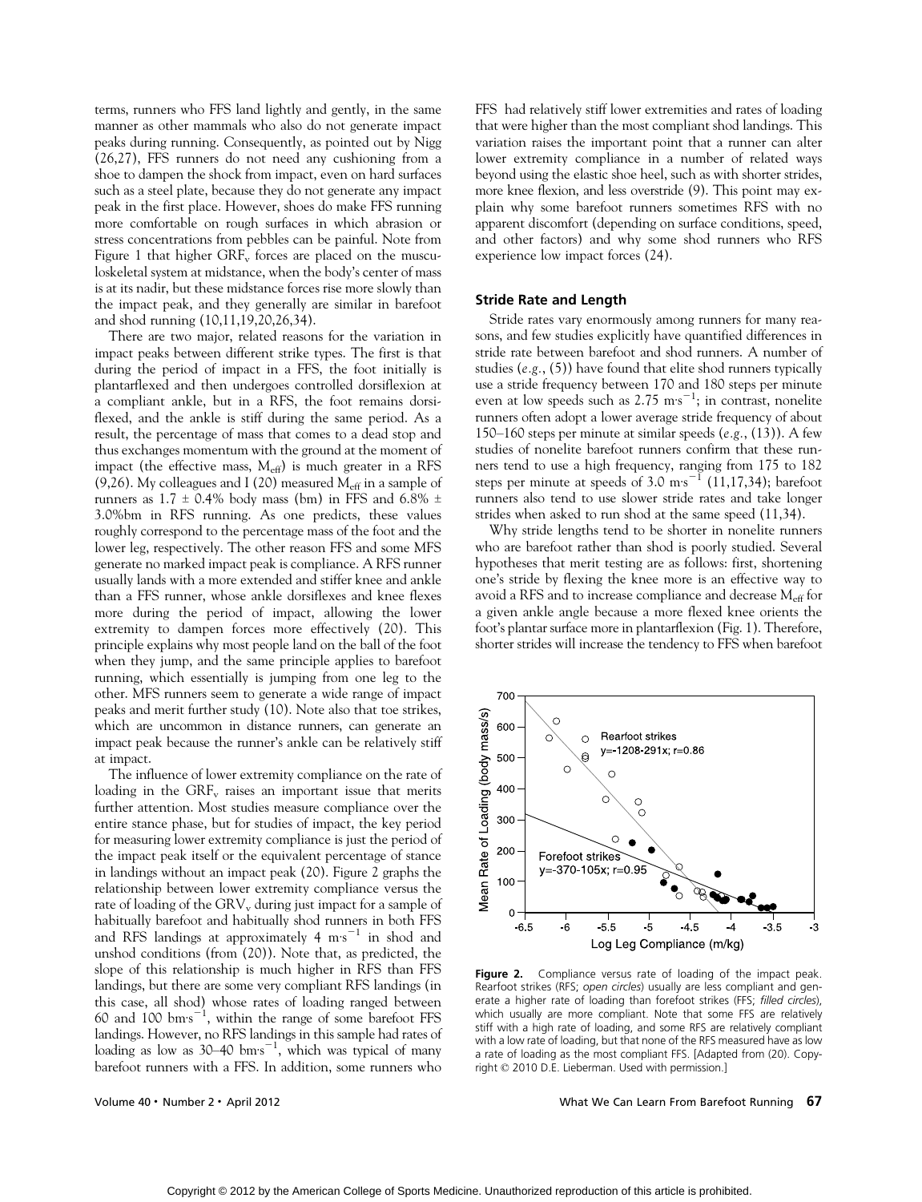terms, runners who FFS land lightly and gently, in the same manner as other mammals who also do not generate impact peaks during running. Consequently, as pointed out by Nigg (26,27), FFS runners do not need any cushioning from a shoe to dampen the shock from impact, even on hard surfaces such as a steel plate, because they do not generate any impact peak in the first place. However, shoes do make FFS running more comfortable on rough surfaces in which abrasion or stress concentrations from pebbles can be painful. Note from Figure 1 that higher $GRF_v$ forces are placed on the musculoskeletal system at midstance, when the body's center of mass is at its nadir, but these midstance forces rise more slowly than the impact peak, and they generally are similar in barefoot and shod running (10,11,19,20,26,34).

There are two major, related reasons for the variation in impact peaks between different strike types. The first is that during the period of impact in a FFS, the foot initially is plantarflexed and then undergoes controlled dorsiflexion at a compliant ankle, but in a RFS, the foot remains dorsiflexed, and the ankle is stiff during the same period. As a result, the percentage of mass that comes to a dead stop and thus exchanges momentum with the ground at the moment of impact (the effective mass, $M_{eff}$) is much greater in a RFS (9,26). My colleagues and I (20) measured $M_{eff}$ in a sample of runners as 1.7 ± 0.4% body mass (bm) in FFS and 6.8% ± 3.0%bm in RFS running. As one predicts, these values roughly correspond to the percentage mass of the foot and the lower leg, respectively. The other reason FFS and some MFS generate no marked impact peak is compliance. A RFS runner usually lands with a more extended and stiffer knee and ankle than a FFS runner, whose ankle dorsiflexes and knee flexes more during the period of impact, allowing the lower extremity to dampen forces more effectively (20). This principle explains why most people land on the ball of the foot when they jump, and the same principle applies to barefoot running, which essentially is jumping from one leg to the other. MFS runners seem to generate a wide range of impact peaks and merit further study (10). Note also that toe strikes, which are uncommon in distance runners, can generate an impact peak because the runner's ankle can be relatively stiff at impact.

The influence of lower extremity compliance on the rate of loading in the $GRF_v$ raises an important issue that merits further attention. Most studies measure compliance over the entire stance phase, but for studies of impact, the key period for measuring lower extremity compliance is just the period of the impact peak itself or the equivalent percentage of stance in landings without an impact peak (20). Figure 2 graphs the relationship between lower extremity compliance versus the rate of loading of the $GRV_v$ during just impact for a sample of habitually barefoot and habitually shod runners in both FFS and RFS landings at approximately 4 $m{\cdot}s^{-1}$ in shod and unshod conditions (from (20)). Note that, as predicted, the slope of this relationship is much higher in RFS than FFS landings, but there are some very compliant RFS landings (in this case, all shod) whose rates of loading ranged between 60 and 100 $bm{\cdot}s^{-1}$, within the range of some barefoot FFS landings. However, no RFS landings in this sample had rates of loading as low as 30–40 $bm{\cdot}s^{-1}$, which was typical of many barefoot runners with a FFS. In addition, some runners who FFS had relatively stiff lower extremities and rates of loading that were higher than the most compliant shod landings. This variation raises the important point that a runner can alter lower extremity compliance in a number of related ways beyond using the elastic shoe heel, such as with shorter strides, more knee flexion, and less overstride (9). This point may explain why some barefoot runners sometimes RFS with no apparent discomfort (depending on surface conditions, speed, and other factors) and why some shod runners who RFS experience low impact forces (24).

### Stride Rate and Length

Stride rates vary enormously among runners for many reasons, and few studies explicitly have quantified differences in stride rate between barefoot and shod runners. A number of studies (*e.g.*, (5)) have found that elite shod runners typically use a stride frequency between 170 and 180 steps per minute even at low speeds such as 2.75 $m{\cdot}s^{-1}$; in contrast, nonelite runners often adopt a lower average stride frequency of about 150–160 steps per minute at similar speeds (*e.g.*, (13)). A few studies of nonelite barefoot runners confirm that these runners tend to use a high frequency, ranging from 175 to 182 steps per minute at speeds of 3.0 $m{\cdot}s^{-1}$ (11,17,34); barefoot runners also tend to use slower stride rates and take longer strides when asked to run shod at the same speed (11,34).

Why stride lengths tend to be shorter in nonelite runners who are barefoot rather than shod is poorly studied. Several hypotheses that merit testing are as follows: first, shortening one's stride by flexing the knee more is an effective way to avoid a RFS and to increase compliance and decrease $M_{eff}$ for a given ankle angle because a more flexed knee orients the foot's plantar surface more in plantarflexion (Fig. 1). Therefore, shorter strides will increase the tendency to FFS when barefoot

**Figure 2.** Compliance versus rate of loading of the impact peak. Rearfoot strikes (RFS; *open circles*) usually are less compliant and generate a higher rate of loading than forefoot strikes (FFS; *filled circles*), which usually are more compliant. Note that some FFS are relatively stiff with a high rate of loading, and some RFS are relatively compliant with a low rate of loading, but that none of the RFS measured have as low a rate of loading as the most compliant FFS. [Adapted from (20). Copyright © 2010 D.E. Lieberman. Used with permission.]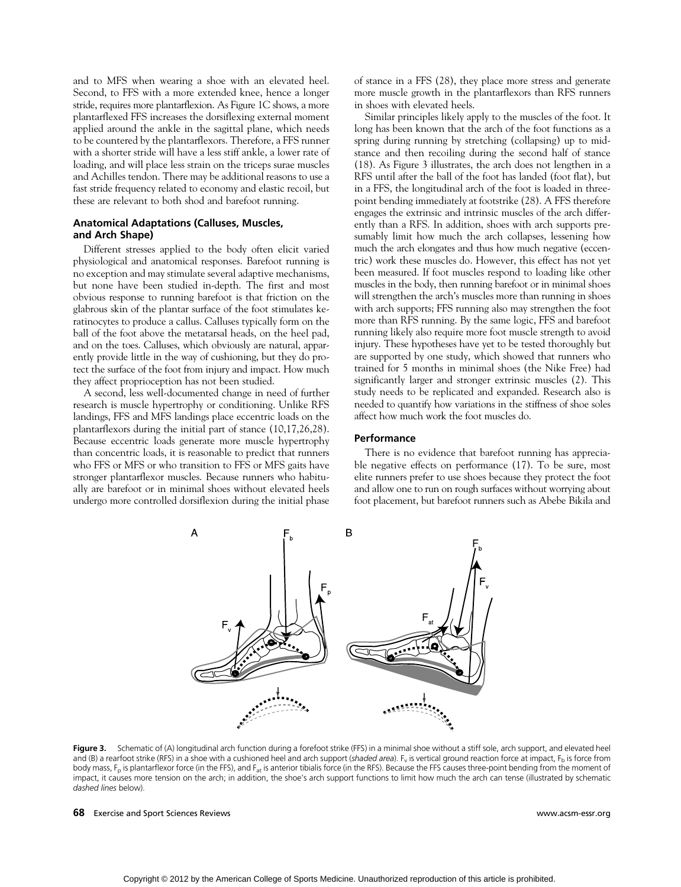and to MFS when wearing a shoe with an elevated heel. Second, to FFS with a more extended knee, hence a longer stride, requires more plantarflexion. As Figure 1C shows, a more plantarflexed FFS increases the dorsiflexing external moment applied around the ankle in the sagittal plane, which needs to be countered by the plantarflexors. Therefore, a FFS runner with a shorter stride will have a less stiff ankle, a lower rate of loading, and will place less strain on the triceps surae muscles and Achilles tendon. There may be additional reasons to use a fast stride frequency related to economy and elastic recoil, but these are relevant to both shod and barefoot running.

### Anatomical Adaptations (Calluses, Muscles, and Arch Shape)

Different stresses applied to the body often elicit varied physiological and anatomical responses. Barefoot running is no exception and may stimulate several adaptive mechanisms, but none have been studied in-depth. The first and most obvious response to running barefoot is that friction on the glabrous skin of the plantar surface of the foot stimulates keratinocytes to produce a callus. Calluses typically form on the ball of the foot above the metatarsal heads, on the heel pad, and on the toes. Calluses, which obviously are natural, apparently provide little in the way of cushioning, but they do protect the surface of the foot from injury and impact. How much they affect proprioception has not been studied.

A second, less well-documented change in need of further research is muscle hypertrophy or conditioning. Unlike RFS landings, FFS and MFS landings place eccentric loads on the plantarflexors during the initial part of stance (10,17,26,28). Because eccentric loads generate more muscle hypertrophy than concentric loads, it is reasonable to predict that runners who FFS or MFS or who transition to FFS or MFS gaits have stronger plantarflexor muscles. Because runners who habitually are barefoot or in minimal shoes without elevated heels undergo more controlled dorsiflexion during the initial phase of stance in a FFS (28), they place more stress and generate more muscle growth in the plantarflexors than RFS runners in shoes with elevated heels.

Similar principles likely apply to the muscles of the foot. It long has been known that the arch of the foot functions as a spring during running by stretching (collapsing) up to midstance and then recoiling during the second half of stance (18). As Figure 3 illustrates, the arch does not lengthen in a RFS until after the ball of the foot has landed (foot flat), but in a FFS, the longitudinal arch of the foot is loaded in three-point bending immediately at footstrike (28). A FFS therefore engages the extrinsic and intrinsic muscles of the arch differently than a RFS. In addition, shoes with arch supports presumably limit how much the arch collapses, lessening how much the arch elongates and thus how much negative (eccentric) work these muscles do. However, this effect has not yet been measured. If foot muscles respond to loading like other muscles in the body, then running barefoot or in minimal shoes will strengthen the arch's muscles more than running in shoes with arch supports; FFS running also may strengthen the foot more than RFS running. By the same logic, FFS and barefoot running likely also require more foot muscle strength to avoid injury. These hypotheses have yet to be tested thoroughly but are supported by one study, which showed that runners who trained for 5 months in minimal shoes (the Nike Free) had significantly larger and stronger extrinsic muscles (2). This study needs to be replicated and expanded. Research also is needed to quantify how variations in the stiffness of shoe soles affect how much work the foot muscles do.

### Performance

There is no evidence that barefoot running has appreciable negative effects on performance (17). To be sure, most elite runners prefer to use shoes because they protect the foot and allow one to run on rough surfaces without worrying about foot placement, but barefoot runners such as Abebe Bikila and

A
$F_b$
$F_p$
$F_v$
B
$F_b$
$F_v$
$F_{at}$

**Figure 3.** Schematic of (A) longitudinal arch function during a forefoot strike (FFS) in a minimal shoe without a stiff sole, arch support, and elevated heel and (B) a rearfoot strike (RFS) in a shoe with a cushioned heel and arch support (*shaded area*). $F_v$ is vertical ground reaction force at impact, $F_b$ is force from body mass, $F_p$ is plantarflexor force (in the FFS), and $F_{at}$ is anterior tibialis force (in the RFS). Because the FFS causes three-point bending from the moment of impact, it causes more tension on the arch; in addition, the shoe's arch support functions to limit how much the arch can tense (illustrated by schematic *dashed lines* below).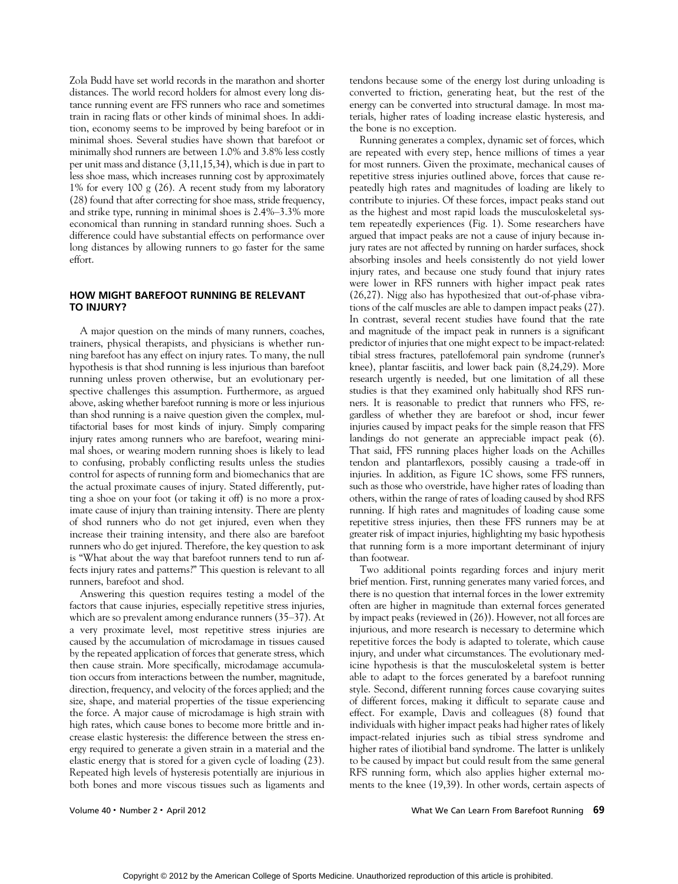Zola Budd have set world records in the marathon and shorter distances. The world record holders for almost every long distance running event are FFS runners who race and sometimes train in racing flats or other kinds of minimal shoes. In addition, economy seems to be improved by being barefoot or in minimal shoes. Several studies have shown that barefoot or minimally shod runners are between 1.0% and 3.8% less costly per unit mass and distance (3,11,15,34), which is due in part to less shoe mass, which increases running cost by approximately 1% for every 100 g (26). A recent study from my laboratory (28) found that after correcting for shoe mass, stride frequency, and strike type, running in minimal shoes is 2.4%–3.3% more economical than running in standard running shoes. Such a difference could have substantial effects on performance over long distances by allowing runners to go faster for the same effort.

## HOW MIGHT BAREFOOT RUNNING BE RELEVANT TO INJURY?

A major question on the minds of many runners, coaches, trainers, physical therapists, and physicians is whether running barefoot has any effect on injury rates. To many, the null hypothesis is that shod running is less injurious than barefoot running unless proven otherwise, but an evolutionary perspective challenges this assumption. Furthermore, as argued above, asking whether barefoot running is more or less injurious than shod running is a naive question given the complex, multifactorial bases for most kinds of injury. Simply comparing injury rates among runners who are barefoot, wearing minimal shoes, or wearing modern running shoes is likely to lead to confusing, probably conflicting results unless the studies control for aspects of running form and biomechanics that are the actual proximate causes of injury. Stated differently, putting a shoe on your foot (or taking it off) is no more a proximate cause of injury than training intensity. There are plenty of shod runners who do not get injured, even when they increase their training intensity, and there also are barefoot runners who do get injured. Therefore, the key question to ask is "What about the way that barefoot runners tend to run affects injury rates and patterns?" This question is relevant to all runners, barefoot and shod.

Answering this question requires testing a model of the factors that cause injuries, especially repetitive stress injuries, which are so prevalent among endurance runners (35–37). At a very proximate level, most repetitive stress injuries are caused by the accumulation of microdamage in tissues caused by the repeated application of forces that generate stress, which then cause strain. More specifically, microdamage accumulation occurs from interactions between the number, magnitude, direction, frequency, and velocity of the forces applied; and the size, shape, and material properties of the tissue experiencing the force. A major cause of microdamage is high strain with high rates, which cause bones to become more brittle and increase elastic hysteresis: the difference between the stress energy required to generate a given strain in a material and the elastic energy that is stored for a given cycle of loading (23). Repeated high levels of hysteresis potentially are injurious in both bones and more viscous tissues such as ligaments and tendons because some of the energy lost during unloading is converted to friction, generating heat, but the rest of the energy can be converted into structural damage. In most materials, higher rates of loading increase elastic hysteresis, and the bone is no exception.

Running generates a complex, dynamic set of forces, which are repeated with every step, hence millions of times a year for most runners. Given the proximate, mechanical causes of repetitive stress injuries outlined above, forces that cause repeatedly high rates and magnitudes of loading are likely to contribute to injuries. Of these forces, impact peaks stand out as the highest and most rapid loads the musculoskeletal system repeatedly experiences (Fig. 1). Some researchers have argued that impact peaks are not a cause of injury because injury rates are not affected by running on harder surfaces, shock absorbing insoles and heels consistently do not yield lower injury rates, and because one study found that injury rates were lower in RFS runners with higher impact peak rates (26,27). Nigg also has hypothesized that out-of-phase vibrations of the calf muscles are able to dampen impact peaks (27). In contrast, several recent studies have found that the rate and magnitude of the impact peak in runners is a significant predictor of injuries that one might expect to be impact-related: tibial stress fractures, patellofemoral pain syndrome (runner's knee), plantar fasciitis, and lower back pain (8,24,29). More research urgently is needed, but one limitation of all these studies is that they examined only habitually shod RFS runners. It is reasonable to predict that runners who FFS, regardless of whether they are barefoot or shod, incur fewer injuries caused by impact peaks for the simple reason that FFS landings do not generate an appreciable impact peak (6). That said, FFS running places higher loads on the Achilles tendon and plantarflexors, possibly causing a trade-off in injuries. In addition, as Figure 1C shows, some FFS runners, such as those who overstride, have higher rates of loading than others, within the range of rates of loading caused by shod RFS running. If high rates and magnitudes of loading cause some repetitive stress injuries, then these FFS runners may be at greater risk of impact injuries, highlighting my basic hypothesis that running form is a more important determinant of injury than footwear.

Two additional points regarding forces and injury merit brief mention. First, running generates many varied forces, and there is no question that internal forces in the lower extremity often are higher in magnitude than external forces generated by impact peaks (reviewed in (26)). However, not all forces are injurious, and more research is necessary to determine which repetitive forces the body is adapted to tolerate, which cause injury, and under what circumstances. The evolutionary medicine hypothesis is that the musculoskeletal system is better able to adapt to the forces generated by a barefoot running style. Second, different running forces cause covarying suites of different forces, making it difficult to separate cause and effect. For example, Davis and colleagues (8) found that individuals with higher impact peaks had higher rates of likely impact-related injuries such as tibial stress syndrome and higher rates of iliotibial band syndrome. The latter is unlikely to be caused by impact but could result from the same general RFS running form, which also applies higher external moments to the knee (19,39). In other words, certain aspects of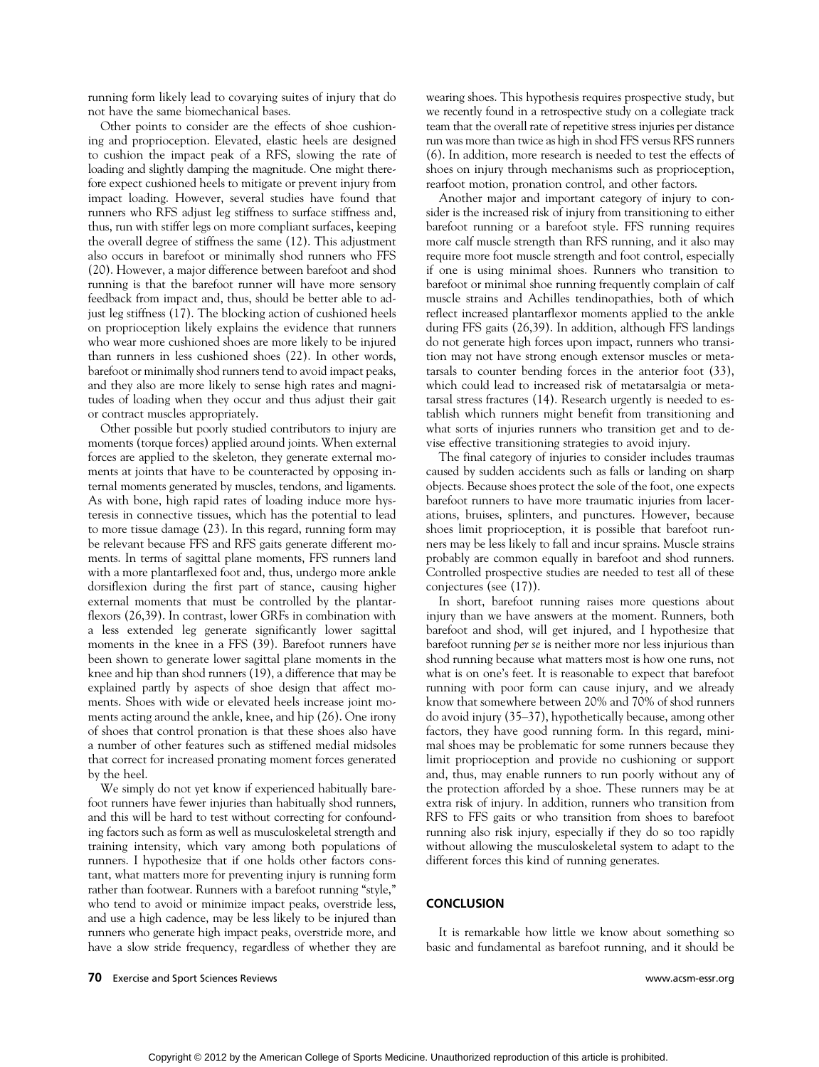running form likely lead to covarying suites of injury that do not have the same biomechanical bases.

Other points to consider are the effects of shoe cushioning and proprioception. Elevated, elastic heels are designed to cushion the impact peak of a RFS, slowing the rate of loading and slightly damping the magnitude. One might therefore expect cushioned heels to mitigate or prevent injury from impact loading. However, several studies have found that runners who RFS adjust leg stiffness to surface stiffness and, thus, run with stiffer legs on more compliant surfaces, keeping the overall degree of stiffness the same (12). This adjustment also occurs in barefoot or minimally shod runners who FFS (20). However, a major difference between barefoot and shod running is that the barefoot runner will have more sensory feedback from impact and, thus, should be better able to adjust leg stiffness (17). The blocking action of cushioned heels on proprioception likely explains the evidence that runners who wear more cushioned shoes are more likely to be injured than runners in less cushioned shoes (22). In other words, barefoot or minimally shod runners tend to avoid impact peaks, and they also are more likely to sense high rates and magnitudes of loading when they occur and thus adjust their gait or contract muscles appropriately.

Other possible but poorly studied contributors to injury are moments (torque forces) applied around joints. When external forces are applied to the skeleton, they generate external moments at joints that have to be counteracted by opposing internal moments generated by muscles, tendons, and ligaments. As with bone, high rapid rates of loading induce more hysteresis in connective tissues, which has the potential to lead to more tissue damage (23). In this regard, running form may be relevant because FFS and RFS gaits generate different moments. In terms of sagittal plane moments, FFS runners land with a more plantarflexed foot and, thus, undergo more ankle dorsiflexion during the first part of stance, causing higher external moments that must be controlled by the plantarflexors (26,39). In contrast, lower GRFs in combination with a less extended leg generate significantly lower sagittal moments in the knee in a FFS (39). Barefoot runners have been shown to generate lower sagittal plane moments in the knee and hip than shod runners (19), a difference that may be explained partly by aspects of shoe design that affect moments. Shoes with wide or elevated heels increase joint moments acting around the ankle, knee, and hip (26). One irony of shoes that control pronation is that these shoes also have a number of other features such as stiffened medial midsoles that correct for increased pronating moment forces generated by the heel.

We simply do not yet know if experienced habitually barefoot runners have fewer injuries than habitually shod runners, and this will be hard to test without correcting for confounding factors such as form as well as musculoskeletal strength and training intensity, which vary among both populations of runners. I hypothesize that if one holds other factors constant, what matters more for preventing injury is running form rather than footwear. Runners with a barefoot running "style," who tend to avoid or minimize impact peaks, overstride less, and use a high cadence, may be less likely to be injured than runners who generate high impact peaks, overstride more, and have a slow stride frequency, regardless of whether they are wearing shoes. This hypothesis requires prospective study, but we recently found in a retrospective study on a collegiate track team that the overall rate of repetitive stress injuries per distance run was more than twice as high in shod FFS versus RFS runners (6). In addition, more research is needed to test the effects of shoes on injury through mechanisms such as proprioception, rearfoot motion, pronation control, and other factors.

Another major and important category of injury to consider is the increased risk of injury from transitioning to either barefoot running or a barefoot style. FFS running requires more calf muscle strength than RFS running, and it also may require more foot muscle strength and foot control, especially if one is using minimal shoes. Runners who transition to barefoot or minimal shoe running frequently complain of calf muscle strains and Achilles tendinopathies, both of which reflect increased plantarflexor moments applied to the ankle during FFS gaits (26,39). In addition, although FFS landings do not generate high forces upon impact, runners who transition may not have strong enough extensor muscles or metatarsals to counter bending forces in the anterior foot (33), which could lead to increased risk of metatarsalgia or metatarsal stress fractures (14). Research urgently is needed to establish which runners might benefit from transitioning and what sorts of injuries runners who transition get and to devise effective transitioning strategies to avoid injury.

The final category of injuries to consider includes traumas caused by sudden accidents such as falls or landing on sharp objects. Because shoes protect the sole of the foot, one expects barefoot runners to have more traumatic injuries from lacerations, bruises, splinters, and punctures. However, because shoes limit proprioception, it is possible that barefoot runners may be less likely to fall and incur sprains. Muscle strains probably are common equally in barefoot and shod runners. Controlled prospective studies are needed to test all of these conjectures (see (17)).

In short, barefoot running raises more questions about injury than we have answers at the moment. Runners, both barefoot and shod, will get injured, and I hypothesize that barefoot running *per se* is neither more nor less injurious than shod running because what matters most is how one runs, not what is on one's feet. It is reasonable to expect that barefoot running with poor form can cause injury, and we already know that somewhere between 20% and 70% of shod runners do avoid injury (35–37), hypothetically because, among other factors, they have good running form. In this regard, minimal shoes may be problematic for some runners because they limit proprioception and provide no cushioning or support and, thus, may enable runners to run poorly without any of the protection afforded by a shoe. These runners may be at extra risk of injury. In addition, runners who transition from RFS to FFS gaits or who transition from shoes to barefoot running also risk injury, especially if they do so too rapidly without allowing the musculoskeletal system to adapt to the different forces this kind of running generates.

## CONCLUSION

It is remarkable how little we know about something so basic and fundamental as barefoot running, and it should be

Copyright © 2012 by the American College of Sports Medicine. Unauthorized reproduction of this article is prohibited.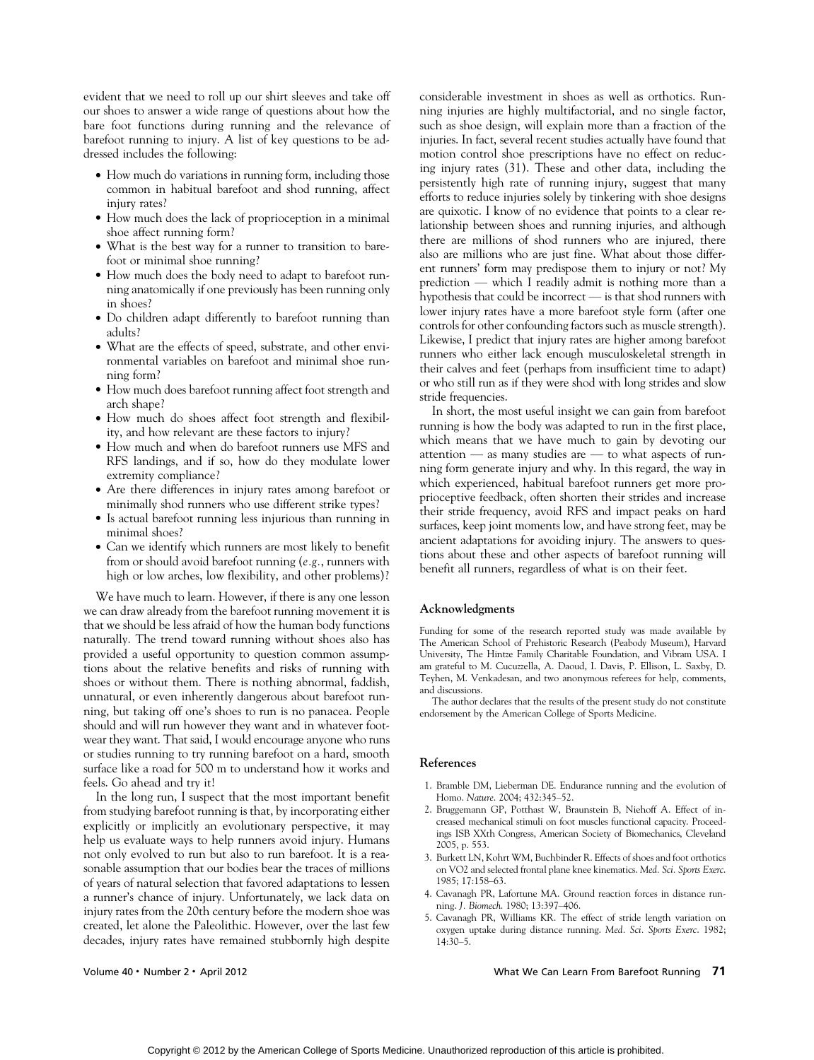evident that we need to roll up our shirt sleeves and take off our shoes to answer a wide range of questions about how the bare foot functions during running and the relevance of barefoot running to injury. A list of key questions to be addressed includes the following:

- How much do variations in running form, including those common in habitual barefoot and shod running, affect injury rates?
- How much does the lack of proprioception in a minimal shoe affect running form?
- What is the best way for a runner to transition to barefoot or minimal shoe running?
- How much does the body need to adapt to barefoot running anatomically if one previously has been running only in shoes?
- Do children adapt differently to barefoot running than adults?
- What are the effects of speed, substrate, and other environmental variables on barefoot and minimal shoe running form?
- How much does barefoot running affect foot strength and arch shape?
- How much do shoes affect foot strength and flexibility, and how relevant are these factors to injury?
- How much and when do barefoot runners use MFS and RFS landings, and if so, how do they modulate lower extremity compliance?
- Are there differences in injury rates among barefoot or minimally shod runners who use different strike types?
- Is actual barefoot running less injurious than running in minimal shoes?
- Can we identify which runners are most likely to benefit from or should avoid barefoot running (*e.g.*, runners with high or low arches, low flexibility, and other problems)?

We have much to learn. However, if there is any one lesson we can draw already from the barefoot running movement it is that we should be less afraid of how the human body functions naturally. The trend toward running without shoes also has provided a useful opportunity to question common assumptions about the relative benefits and risks of running with shoes or without them. There is nothing abnormal, faddish, unnatural, or even inherently dangerous about barefoot running, but taking off one's shoes to run is no panacea. People should and will run however they want and in whatever footwear they want. That said, I would encourage anyone who runs or studies running to try running barefoot on a hard, smooth surface like a road for 500 m to understand how it works and feels. Go ahead and try it!

In the long run, I suspect that the most important benefit from studying barefoot running is that, by incorporating either explicitly or implicitly an evolutionary perspective, it may help us evaluate ways to help runners avoid injury. Humans not only evolved to run but also to run barefoot. It is a reasonable assumption that our bodies bear the traces of millions of years of natural selection that favored adaptations to lessen a runner's chance of injury. Unfortunately, we lack data on injury rates from the 20th century before the modern shoe was created, let alone the Paleolithic. However, over the last few decades, injury rates have remained stubbornly high despite considerable investment in shoes as well as orthotics. Running injuries are highly multifactorial, and no single factor, such as shoe design, will explain more than a fraction of the injuries. In fact, several recent studies actually have found that motion control shoe prescriptions have no effect on reducing injury rates (31). These and other data, including the persistently high rate of running injury, suggest that many efforts to reduce injuries solely by tinkering with shoe designs are quixotic. I know of no evidence that points to a clear relationship between shoes and running injuries, and although there are millions of shod runners who are injured, there also are millions who are just fine. What about those different runners' form may predispose them to injury or not? My prediction — which I readily admit is nothing more than a hypothesis that could be incorrect — is that shod runners with lower injury rates have a more barefoot style form (after one controls for other confounding factors such as muscle strength). Likewise, I predict that injury rates are higher among barefoot runners who either lack enough musculoskeletal strength in their calves and feet (perhaps from insufficient time to adapt) or who still run as if they were shod with long strides and slow stride frequencies.

In short, the most useful insight we can gain from barefoot running is how the body was adapted to run in the first place, which means that we have much to gain by devoting our attention — as many studies are — to what aspects of running form generate injury and why. In this regard, the way in which experienced, habitual barefoot runners get more proprioceptive feedback, often shorten their strides and increase their stride frequency, avoid RFS and impact peaks on hard surfaces, keep joint moments low, and have strong feet, may be ancient adaptations for avoiding injury. The answers to questions about these and other aspects of barefoot running will benefit all runners, regardless of what is on their feet.

## Acknowledgments

Funding for some of the research reported study was made available by The American School of Prehistoric Research (Peabody Museum), Harvard University, The Hintze Family Charitable Foundation, and Vibram USA. I am grateful to M. Cucuzzella, A. Daoud, I. Davis, P. Ellison, L. Saxby, D. Teyhen, M. Venkadesan, and two anonymous referees for help, comments, and discussions.

The author declares that the results of the present study do not constitute endorsement by the American College of Sports Medicine.

## References

1. Bramble DM, Lieberman DE. Endurance running and the evolution of Homo. *Nature*. 2004; 432:345–52.
2. Bruggemann GP, Potthast W, Braunstein B, Niehoff A. Effect of increased mechanical stimuli on foot muscles functional capacity. Proceedings ISB XXth Congress, American Society of Biomechanics, Cleveland 2005, p. 553.
3. Burkett LN, Kohrt WM, Buchbinder R. Effects of shoes and foot orthotics on VO2 and selected frontal plane knee kinematics. *Med. Sci. Sports Exerc*. 1985; 17:158–63.
4. Cavanagh PR, Lafortune MA. Ground reaction forces in distance running. *J. Biomech*. 1980; 13:397–406.
5. Cavanagh PR, Williams KR. The effect of stride length variation on oxygen uptake during distance running. *Med. Sci. Sports Exerc*. 1982; 14:30–5.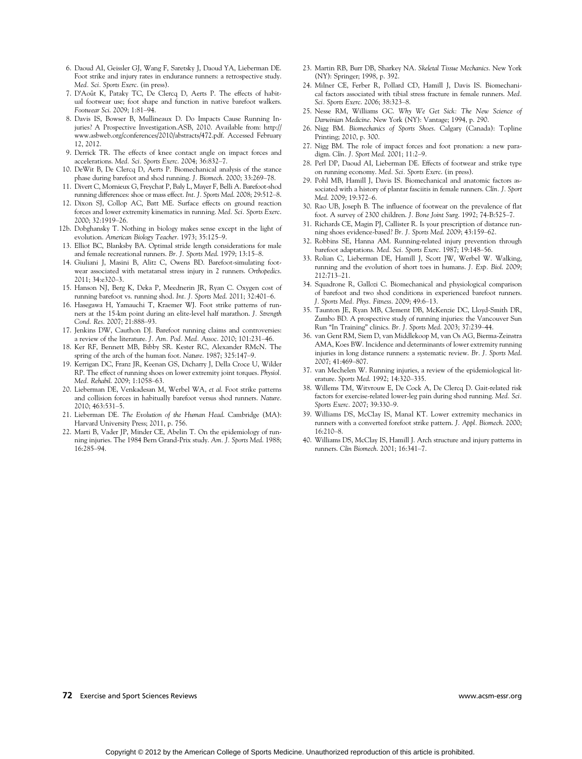6. Daoud AI, Geissler GJ, Wang F, Saretsky J, Daoud YA, Lieberman DE. Foot strike and injury rates in endurance runners: a retrospective study. *Med. Sci. Sports Exerc.* (in press).
7. D'Août K, Pataky TC, De Clercq D, Aerts P. The effects of habitual footwear use; foot shape and function in native barefoot walkers. *Footwear Sci.* 2009; 1:81–94.
8. Davis IS, Bowser B, Mullineaux D. Do Impacts Cause Running Injuries? A Prospective Investigation.ASB, 2010. Available from: http://www.asbweb.org/conferences/2010/abstracts/472.pdf. Accessed February 12, 2012.
9. Derrick TR. The effects of knee contact angle on impact forces and accelerations. *Med. Sci. Sports Exerc.* 2004; 36:832–7.
10. DeWit B, De Clercq D, Aerts P. Biomechanical analysis of the stance phase during barefoot and shod running. *J. Biomech.* 2000; 33:269–78.
11. Divert C, Mornieux G, Freychat P, Baly L, Mayer F, Belli A. Barefoot-shod running differences: shoe or mass effect. *Int. J. Sports Med.* 2008; 29:512–8.
12. Dixon SJ, Collop AC, Batt ME. Surface effects on ground reaction forces and lower extremity kinematics in running. *Med. Sci. Sports Exerc.* 2000; 32:1919–26.

12b. Dobghansky T. Nothing in biology makes sense except in the light of evolution. *American Biology Teacher.* 1973; 35:125–9.

13. Elliot BC, Blanksby BA. Optimal stride length considerations for male and female recreational runners. *Br. J. Sports Med.* 1979; 13:15–8.
14. Giuliani J, Masini B, Alitz C, Owens BD. Barefoot-simulating footwear associated with metatarsal stress injury in 2 runners. *Orthopedics.* 2011; 34:e320–3.
15. Hanson NJ, Berg K, Deka P, Meednerin JR, Ryan C. Oxygen cost of running barefoot vs. running shod. *Int. J. Sports Med.* 2011; 32:401–6.
16. Hasegawa H, Yamauchi T, Kraemer WJ. Foot strike patterns of runners at the 15-km point during an elite-level half marathon. *J. Strength Cond. Res.* 2007; 21:888–93.
17. Jenkins DW, Cauthon DJ. Barefoot running claims and controversies: a review of the literature. *J. Am. Pod. Med. Assoc.* 2010; 101:231–46.
18. Ker RF, Bennett MB, Bibby SR. Kester RC, Alexander RMcN. The spring of the arch of the human foot. *Nature.* 1987; 325:147–9.
19. Kerrigan DC, Franz JR, Keenan GS, Dicharry J, Della Croce U, Wilder RP. The effect of running shoes on lower extremity joint torques. *Physiol. Med. Rehabil.* 2009; 1:1058–63.
20. Lieberman DE, Venkadesan M, Werbel WA, *et al.* Foot strike patterns and collision forces in habitually barefoot versus shod runners. *Nature.* 2010; 463:531–5.
21. Lieberman DE. *The Evolution of the Human Head.* Cambridge (MA): Harvard University Press; 2011, p. 756.
22. Marti B, Vader JP, Minder CE, Abelin T. On the epidemiology of running injuries. The 1984 Bern Grand-Prix study. *Am. J. Sports Med.* 1988; 16:285–94.
23. Martin RB, Burr DB, Sharkey NA. *Skeletal Tissue Mechanics.* New York (NY): Springer; 1998, p. 392.
24. Milner CE, Ferber R, Pollard CD, Hamill J, Davis IS. Biomechanical factors associated with tibial stress fracture in female runners. *Med. Sci. Sports Exerc.* 2006; 38:323–8.
25. Nesse RM, Williams GC. *Why We Get Sick: The New Science of Darwinian Medicine.* New York (NY): Vantage; 1994, p. 290.
26. Nigg BM. *Biomechanics of Sports Shoes.* Calgary (Canada): Topline Printing; 2010, p. 300.
27. Nigg BM. The role of impact forces and foot pronation: a new paradigm. *Clin. J. Sport Med.* 2001; 11:2–9.
28. Perl DP, Daoud AI, Lieberman DE. Effects of footwear and strike type on running economy. *Med. Sci. Sports Exerc.* (in press).
29. Pohl MB, Hamill J, Davis IS. Biomechanical and anatomic factors associated with a history of plantar fasciitis in female runners. *Clin. J. Sport Med.* 2009; 19:372–6.
30. Rao UB, Joseph B. The influence of footwear on the prevalence of flat foot. A survey of 2300 children. *J. Bone Joint Surg.* 1992; 74-B:525–7.
31. Richards CE, Magin PJ, Callister R. Is your prescription of distance running shoes evidence-based? *Br. J. Sports Med.* 2009; 43:159–62.
32. Robbins SE, Hanna AM. Running-related injury prevention through barefoot adaptations. *Med. Sci. Sports Exerc.* 1987; 19:148–56.
33. Rolian C, Lieberman DE, Hamill J, Scott JW, Werbel W. Walking, running and the evolution of short toes in humans. *J. Exp. Biol.* 2009; 212:713–21.
34. Squadrone R, Gallozi C. Biomechanical and physiological comparison of barefoot and two shod conditions in experienced barefoot runners. *J. Sports Med. Phys. Fitness.* 2009; 49:6–13.
35. Taunton JE, Ryan MB, Clement DB, McKenzie DC, Lloyd-Smith DR, Zumbo BD. A prospective study of running injuries: the Vancouver Sun Run "In Training" clinics. *Br. J. Sports Med.* 2003; 37:239–44.
36. van Gent RM, Siem D, van Middlekoop M, van Os AG, Bierma-Zeinstra AMA, Koes BW. Incidence and determinants of lower extremity running injuries in long distance runners: a systematic review. *Br. J. Sports Med.* 2007; 41:469–807.
37. van Mechelen W. Running injuries, a review of the epidemiological literature. *Sports Med.* 1992; 14:320–335.
38. Willems TM, Witvrouw E, De Cock A, De Clercq D. Gait-related risk factors for exercise-related lower-leg pain during shod running. *Med. Sci. Sports Exerc.* 2007; 39:330–9.
39. Williams DS, McClay IS, Manal KT. Lower extremity mechanics in runners with a converted forefoot strike pattern. *J. Appl. Biomech.* 2000; 16:210–8.
40. Williams DS, McClay IS, Hamill J. Arch structure and injury patterns in runners. *Clin Biomech.* 2001; 16:341–7.